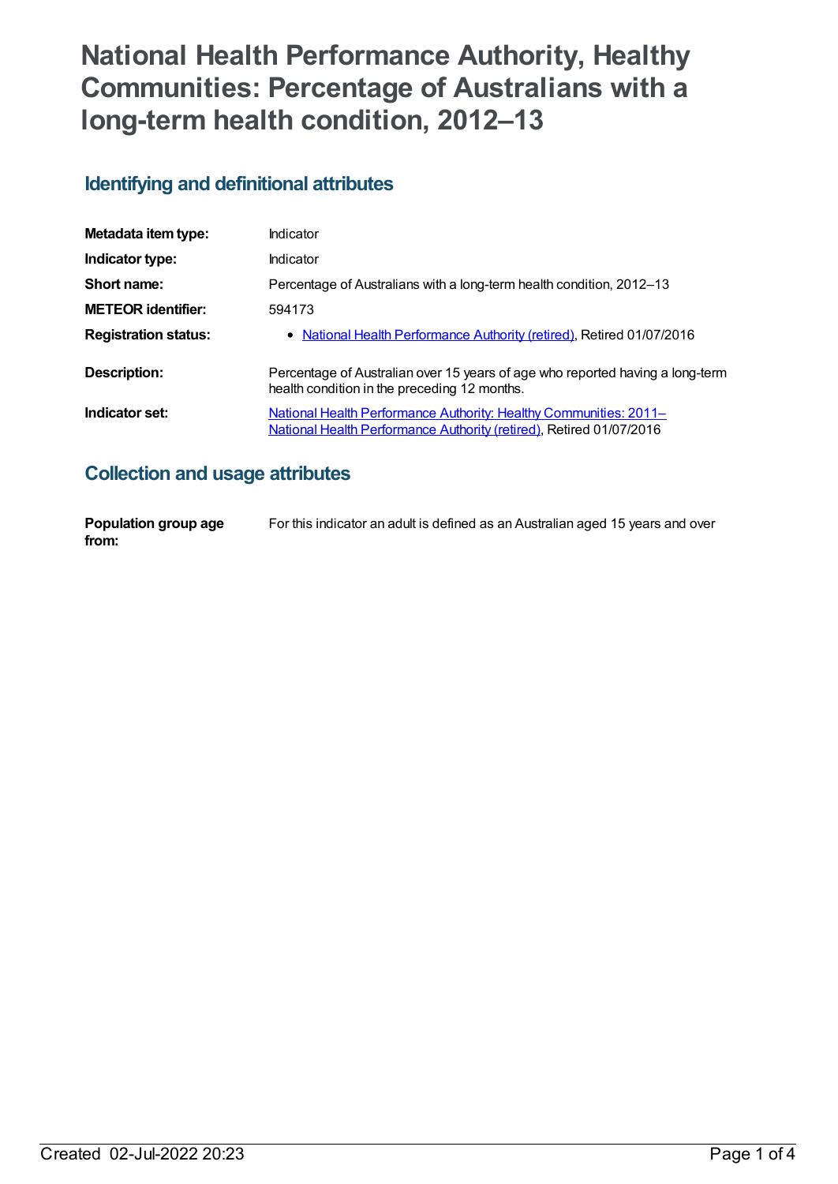# National Health Performance Authority, Healthy Communities: Percentage of Australians with a long-term health condition, 2012–13

## Identifying and definitional attributes

| | |
|---|---|
| **Metadata item type:** | Indicator |
| **Indicator type:** | Indicator |
| **Short name:** | Percentage of Australians with a long-term health condition, 2012–13 |
| **METEOR identifier:** | 594173 |
| **Registration status:** | • National Health Performance Authority (retired), Retired 01/07/2016 |
| **Description:** | Percentage of Australian over 15 years of age who reported having a long-term health condition in the preceding 12 months. |
| **Indicator set:** | National Health Performance Authority: Healthy Communities: 2011– National Health Performance Authority (retired), Retired 01/07/2016 |

## Collection and usage attributes

| | |
|---|---|
| **Population group age from:** | For this indicator an adult is defined as an Australian aged 15 years and over |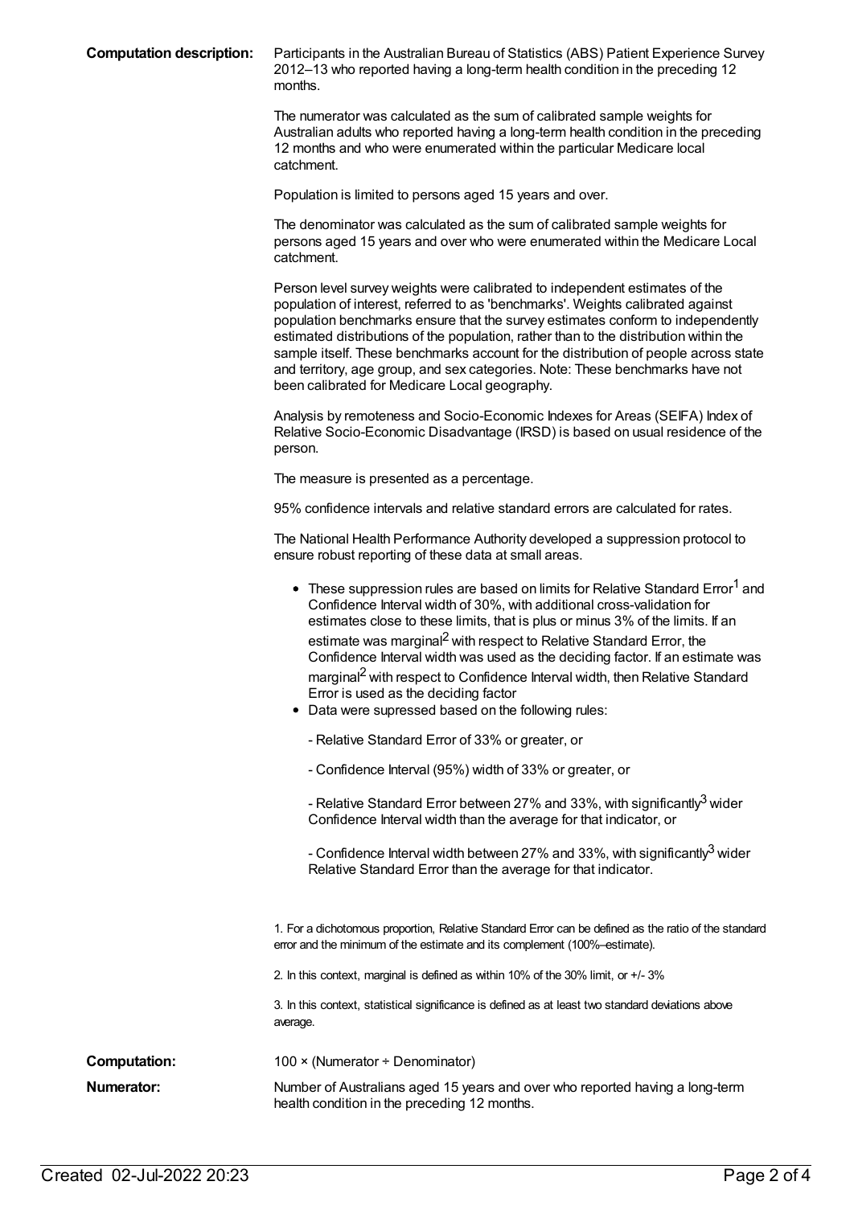**Computation description:** Participants in the Australian Bureau of Statistics (ABS) Patient Experience Survey 2012–13 who reported having a long-term health condition in the preceding 12 months.

The numerator was calculated as the sum of calibrated sample weights for Australian adults who reported having a long-term health condition in the preceding 12 months and who were enumerated within the particular Medicare local catchment.

Population is limited to persons aged 15 years and over.

The denominator was calculated as the sum of calibrated sample weights for persons aged 15 years and over who were enumerated within the Medicare Local catchment.

Person level survey weights were calibrated to independent estimates of the population of interest, referred to as 'benchmarks'. Weights calibrated against population benchmarks ensure that the survey estimates conform to independently estimated distributions of the population, rather than to the distribution within the sample itself. These benchmarks account for the distribution of people across state and territory, age group, and sex categories. Note: These benchmarks have not been calibrated for Medicare Local geography.

Analysis by remoteness and Socio-Economic Indexes for Areas (SEIFA) Index of Relative Socio-Economic Disadvantage (IRSD) is based on usual residence of the person.

The measure is presented as a percentage.

95% confidence intervals and relative standard errors are calculated for rates.

The National Health Performance Authority developed a suppression protocol to ensure robust reporting of these data at small areas.

- These suppression rules are based on limits for Relative Standard Error[1] and Confidence Interval width of 30%, with additional cross-validation for estimates close to these limits, that is plus or minus 3% of the limits. If an estimate was marginal[2] with respect to Relative Standard Error, the Confidence Interval width was used as the deciding factor. If an estimate was marginal[2] with respect to Confidence Interval width, then Relative Standard Error is used as the deciding factor
- Data were supressed based on the following rules:

  - Relative Standard Error of 33% or greater, or

  - Confidence Interval (95%) width of 33% or greater, or

  - Relative Standard Error between 27% and 33%, with significantly[3] wider Confidence Interval width than the average for that indicator, or

  - Confidence Interval width between 27% and 33%, with significantly[3] wider Relative Standard Error than the average for that indicator.

1. For a dichotomous proportion, Relative Standard Error can be defined as the ratio of the standard error and the minimum of the estimate and its complement (100%–estimate).

2. In this context, marginal is defined as within 10% of the 30% limit, or +/- 3%

3. In this context, statistical significance is defined as at least two standard deviations above average.

**Computation:** 100 × (Numerator ÷ Denominator)

**Numerator:** Number of Australians aged 15 years and over who reported having a long-term health condition in the preceding 12 months.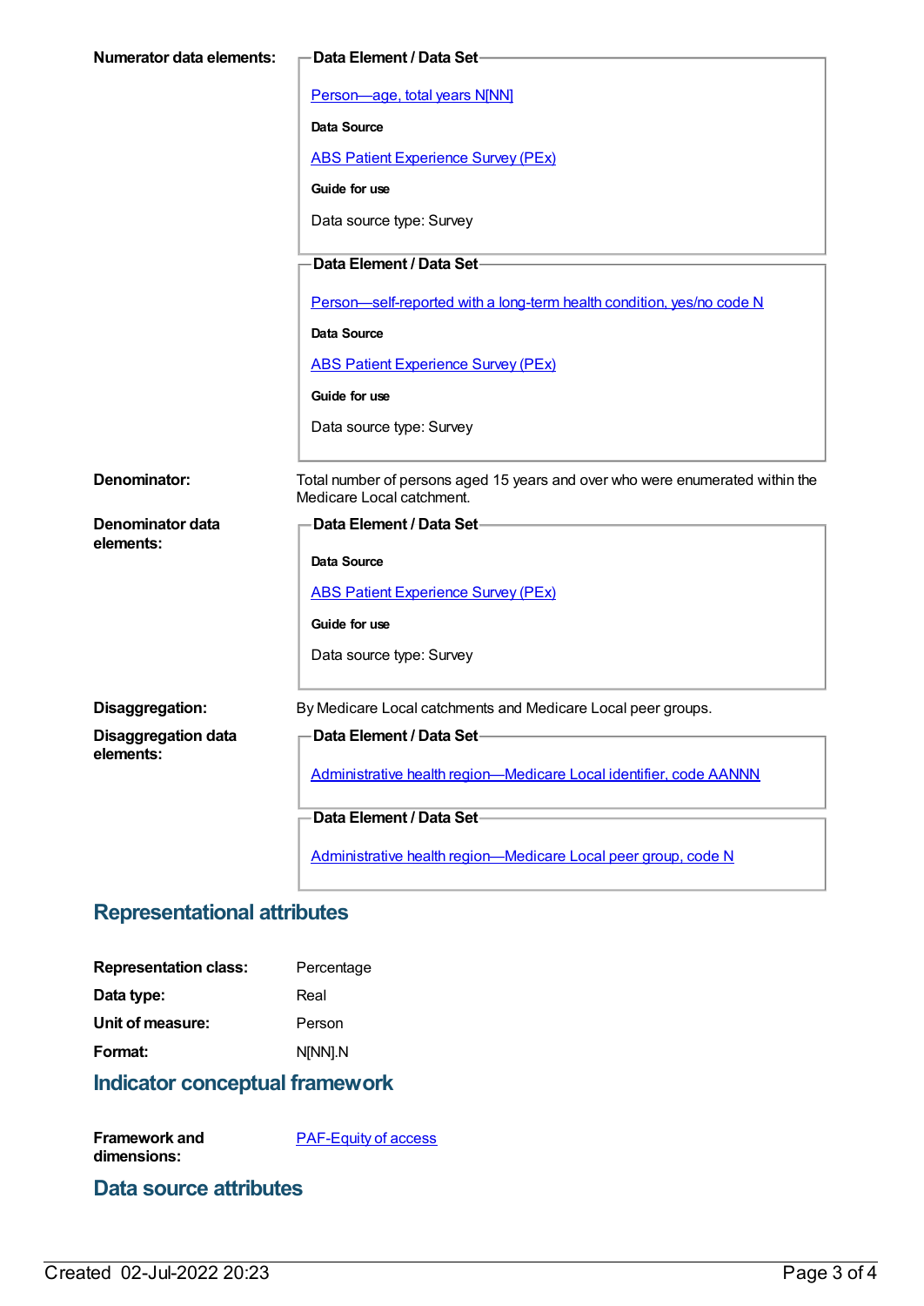**Numerator data elements:**

**Data Element / Data Set**

Person—age, total years N[NN]

**Data Source**

ABS Patient Experience Survey (PEx)

**Guide for use**

Data source type: Survey

**Data Element / Data Set**

Person—self-reported with a long-term health condition, yes/no code N

**Data Source**

ABS Patient Experience Survey (PEx)

**Guide for use**

Data source type: Survey

**Denominator:** Total number of persons aged 15 years and over who were enumerated within the Medicare Local catchment.

**Denominator data elements:**

**Data Element / Data Set**

**Data Source**

ABS Patient Experience Survey (PEx)

**Guide for use**

Data source type: Survey

**Disaggregation:** By Medicare Local catchments and Medicare Local peer groups.

**Disaggregation data elements:**

**Data Element / Data Set**

Administrative health region—Medicare Local identifier, code AANNN

**Data Element / Data Set**

Administrative health region—Medicare Local peer group, code N

## Representational attributes

**Representation class:** Percentage

**Data type:** Real

**Unit of measure:** Person

**Format:** N[NN].N

## Indicator conceptual framework

**Framework and dimensions:** PAF-Equity of access

## Data source attributes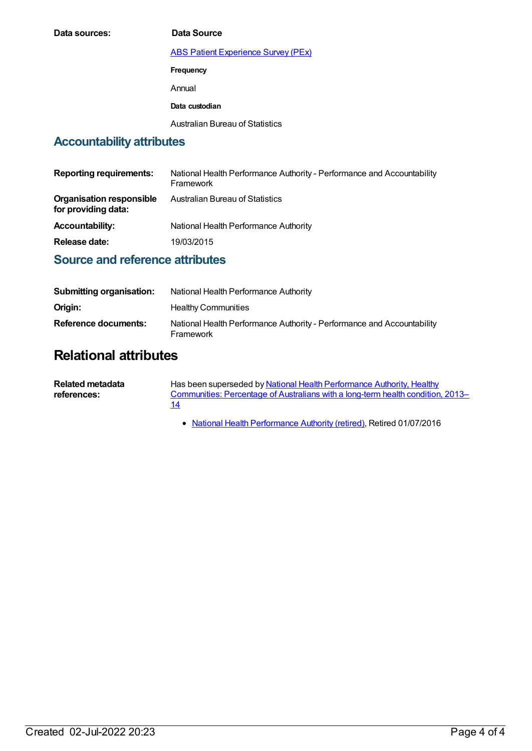**Data sources:**

**Data Source**

ABS Patient Experience Survey (PEx)

**Frequency**

Annual

**Data custodian**

Australian Bureau of Statistics

## Accountability attributes

**Reporting requirements:** National Health Performance Authority - Performance and Accountability Framework

**Organisation responsible for providing data:** Australian Bureau of Statistics

**Accountability:** National Health Performance Authority

**Release date:** 19/03/2015

## Source and reference attributes

**Submitting organisation:** National Health Performance Authority

**Origin:** Healthy Communities

**Reference documents:** National Health Performance Authority - Performance and Accountability Framework

# Relational attributes

**Related metadata references:**

Has been superseded by National Health Performance Authority, Healthy Communities: Percentage of Australians with a long-term health condition, 2013–14

- National Health Performance Authority (retired), Retired 01/07/2016